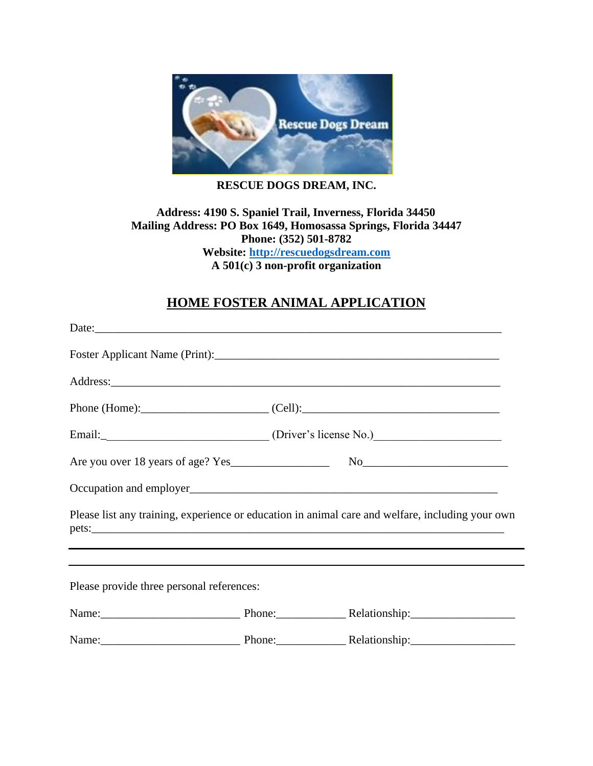**RESCUE DOGS DREAM, INC.**

**Address: 4190 S. Spaniel Trail, Inverness, Florida 34450**
**Mailing Address: PO Box 1649, Homosassa Springs, Florida 34447**
**Phone: (352) 501-8782**
**Website: [http://rescuedogsdream.com](http://rescuedogsdream.com)**
**A 501(c) 3 non-profit organization**

## HOME FOSTER ANIMAL APPLICATION

Date:\_\_\_\_\_\_\_\_\_\_\_\_\_\_\_\_\_\_\_\_\_\_\_\_\_\_\_\_\_\_\_\_\_\_\_\_\_\_\_\_\_\_\_\_\_\_\_\_\_\_\_\_\_\_\_\_\_\_\_\_\_\_\_\_\_\_\_\_\_\_\_\_

Foster Applicant Name (Print):\_\_\_\_\_\_\_\_\_\_\_\_\_\_\_\_\_\_\_\_\_\_\_\_\_\_\_\_\_\_\_\_\_\_\_\_\_\_\_\_\_\_\_\_\_\_\_\_\_\_\_

Address:\_\_\_\_\_\_\_\_\_\_\_\_\_\_\_\_\_\_\_\_\_\_\_\_\_\_\_\_\_\_\_\_\_\_\_\_\_\_\_\_\_\_\_\_\_\_\_\_\_\_\_\_\_\_\_\_\_\_\_\_\_\_\_\_\_\_\_\_\_

Phone (Home):\_\_\_\_\_\_\_\_\_\_\_\_\_\_\_\_\_\_\_\_\_\_\_ (Cell):\_\_\_\_\_\_\_\_\_\_\_\_\_\_\_\_\_\_\_\_\_\_\_\_\_\_\_\_\_\_\_\_\_\_\_\_

Email:\_\_\_\_\_\_\_\_\_\_\_\_\_\_\_\_\_\_\_\_\_\_\_\_\_\_\_\_\_\_\_ (Driver's license No.)\_\_\_\_\_\_\_\_\_\_\_\_\_\_\_\_\_\_\_\_\_\_\_

Are you over 18 years of age? Yes\_\_\_\_\_\_\_\_\_\_\_\_\_\_\_\_\_\_ No\_\_\_\_\_\_\_\_\_\_\_\_\_\_\_\_\_\_\_\_\_\_\_\_\_\_

Occupation and employer\_\_\_\_\_\_\_\_\_\_\_\_\_\_\_\_\_\_\_\_\_\_\_\_\_\_\_\_\_\_\_\_\_\_\_\_\_\_\_\_\_\_\_\_\_\_\_\_\_\_\_\_\_\_\_\_

Please list any training, experience or education in animal care and welfare, including your own pets:\_\_\_\_\_\_\_\_\_\_\_\_\_\_\_\_\_\_\_\_\_\_\_\_\_\_\_\_\_\_\_\_\_\_\_\_\_\_\_\_\_\_\_\_\_\_\_\_\_\_\_\_\_\_\_\_\_\_\_\_\_\_\_\_\_\_\_\_\_\_\_\_\_

---

---

Please provide three personal references:

Name:\_\_\_\_\_\_\_\_\_\_\_\_\_\_\_\_\_\_\_\_\_\_\_\_\_ Phone:\_\_\_\_\_\_\_\_\_\_\_\_ Relationship:\_\_\_\_\_\_\_\_\_\_\_\_\_\_\_\_\_\_\_

Name:\_\_\_\_\_\_\_\_\_\_\_\_\_\_\_\_\_\_\_\_\_\_\_\_\_ Phone:\_\_\_\_\_\_\_\_\_\_\_\_ Relationship:\_\_\_\_\_\_\_\_\_\_\_\_\_\_\_\_\_\_\_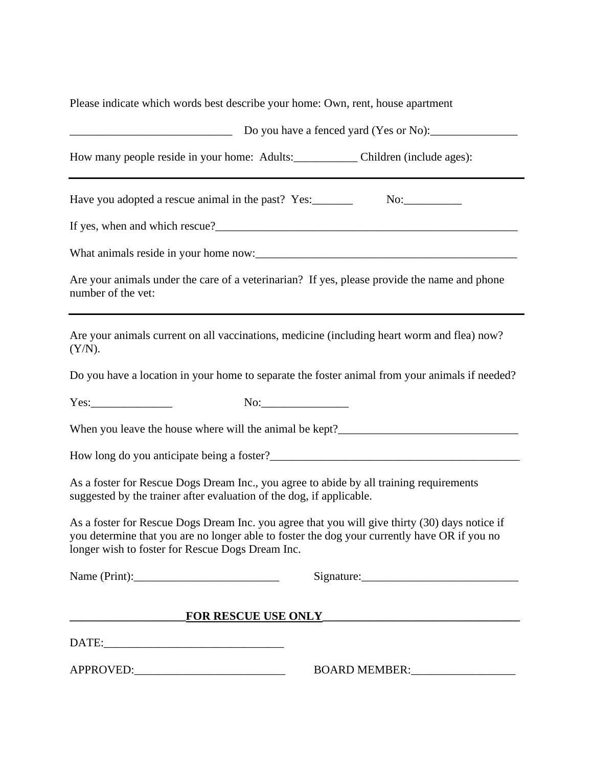Please indicate which words best describe your home: Own, rent, house apartment

____________________________ Do you have a fenced yard (Yes or No):_______________

How many people reside in your home: Adults:___________ Children (include ages):

---

Have you adopted a rescue animal in the past? Yes:_______ No:__________

If yes, when and which rescue?_____________________________________________________

What animals reside in your home now:______________________________________________

Are your animals under the care of a veterinarian? If yes, please provide the name and phone number of the vet:

---

Are your animals current on all vaccinations, medicine (including heart worm and flea) now? (Y/N).

Do you have a location in your home to separate the foster animal from your animals if needed?

Yes:______________ No:_______________

When you leave the house where will the animal be kept?_______________________________

How long do you anticipate being a foster?____________________________________________

As a foster for Rescue Dogs Dream Inc., you agree to abide by all training requirements suggested by the trainer after evaluation of the dog, if applicable.

As a foster for Rescue Dogs Dream Inc. you agree that you will give thirty (30) days notice if you determine that you are no longer able to foster the dog your currently have OR if you no longer wish to foster for Rescue Dogs Dream Inc.

Name (Print):_________________________ Signature:___________________________

**____________________FOR RESCUE USE ONLY__________________________________**

DATE:_______________________________

APPROVED:__________________________ BOARD MEMBER:__________________